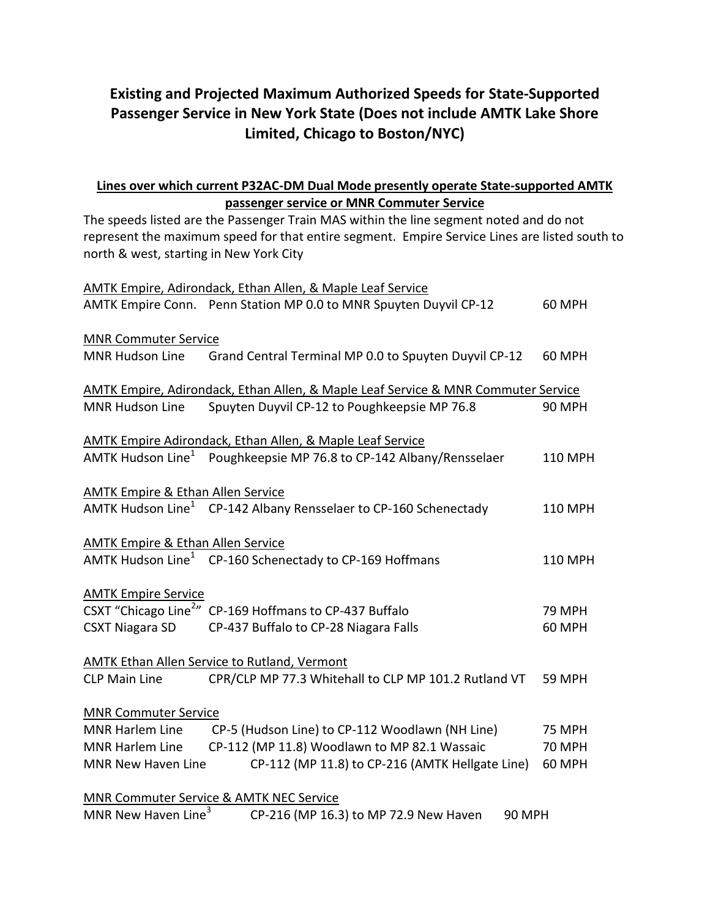# Existing and Projected Maximum Authorized Speeds for State-Supported Passenger Service in New York State (Does not include AMTK Lake Shore Limited, Chicago to Boston/NYC)

## Lines over which current P32AC-DM Dual Mode presently operate State-supported AMTK passenger service or MNR Commuter Service

The speeds listed are the Passenger Train MAS within the line segment noted and do not represent the maximum speed for that entire segment. Empire Service Lines are listed south to north & west, starting in New York City

AMTK Empire, Adirondack, Ethan Allen, & Maple Leaf Service

| | | |
|---|---|---|
| AMTK Empire Conn. | Penn Station MP 0.0 to MNR Spuyten Duyvil CP-12 | 60 MPH |

MNR Commuter Service

| | | |
|---|---|---|
| MNR Hudson Line | Grand Central Terminal MP 0.0 to Spuyten Duyvil CP-12 | 60 MPH |

AMTK Empire, Adirondack, Ethan Allen, & Maple Leaf Service & MNR Commuter Service

| | | |
|---|---|---|
| MNR Hudson Line | Spuyten Duyvil CP-12 to Poughkeepsie MP 76.8 | 90 MPH |

AMTK Empire Adirondack, Ethan Allen, & Maple Leaf Service

| | | |
|---|---|---|
| AMTK Hudson Line[1] | Poughkeepsie MP 76.8 to CP-142 Albany/Rensselaer | 110 MPH |

AMTK Empire & Ethan Allen Service

| | | |
|---|---|---|
| AMTK Hudson Line[1] | CP-142 Albany Rensselaer to CP-160 Schenectady | 110 MPH |

AMTK Empire & Ethan Allen Service

| | | |
|---|---|---|
| AMTK Hudson Line[1] | CP-160 Schenectady to CP-169 Hoffmans | 110 MPH |

AMTK Empire Service

| | | |
|---|---|---|
| CSXT "Chicago Line[2]" | CP-169 Hoffmans to CP-437 Buffalo | 79 MPH |
| CSXT Niagara SD | CP-437 Buffalo to CP-28 Niagara Falls | 60 MPH |

AMTK Ethan Allen Service to Rutland, Vermont

| | | |
|---|---|---|
| CLP Main Line | CPR/CLP MP 77.3 Whitehall to CLP MP 101.2 Rutland VT | 59 MPH |

MNR Commuter Service

| | | |
|---|---|---|
| MNR Harlem Line | CP-5 (Hudson Line) to CP-112 Woodlawn (NH Line) | 75 MPH |
| MNR Harlem Line | CP-112 (MP 11.8) Woodlawn to MP 82.1 Wassaic | 70 MPH |
| MNR New Haven Line | CP-112 (MP 11.8) to CP-216 (AMTK Hellgate Line) | 60 MPH |

MNR Commuter Service & AMTK NEC Service

| | | |
|---|---|---|
| MNR New Haven Line[3] | CP-216 (MP 16.3) to MP 72.9 New Haven | 90 MPH |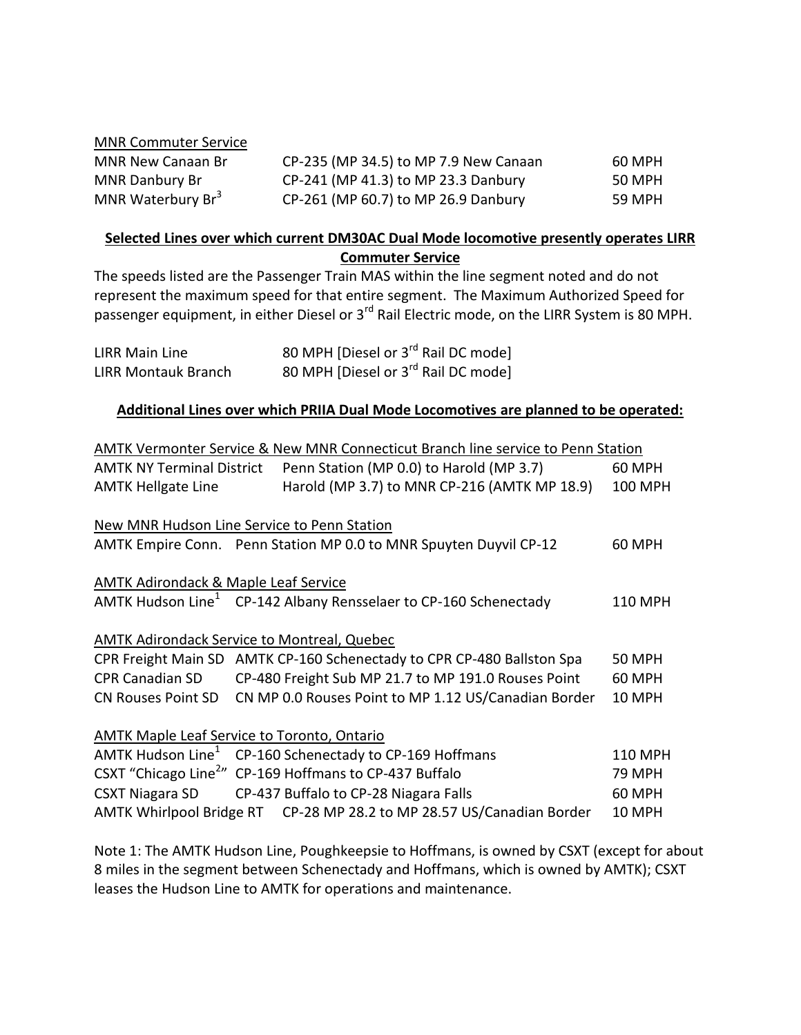MNR Commuter Service

| | | |
|---|---|---|
| MNR New Canaan Br | CP-235 (MP 34.5) to MP 7.9 New Canaan | 60 MPH |
| MNR Danbury Br | CP-241 (MP 41.3) to MP 23.3 Danbury | 50 MPH |
| MNR Waterbury Br[3] | CP-261 (MP 60.7) to MP 26.9 Danbury | 59 MPH |

**Selected Lines over which current DM30AC Dual Mode locomotive presently operates LIRR Commuter Service**

The speeds listed are the Passenger Train MAS within the line segment noted and do not represent the maximum speed for that entire segment. The Maximum Authorized Speed for passenger equipment, in either Diesel or 3rd Rail Electric mode, on the LIRR System is 80 MPH.

| | |
|---|---|
| LIRR Main Line | 80 MPH [Diesel or 3rd Rail DC mode] |
| LIRR Montauk Branch | 80 MPH [Diesel or 3rd Rail DC mode] |

**Additional Lines over which PRIIA Dual Mode Locomotives are planned to be operated:**

AMTK Vermonter Service & New MNR Connecticut Branch line service to Penn Station

| | | |
|---|---|---|
| AMTK NY Terminal District | Penn Station (MP 0.0) to Harold (MP 3.7) | 60 MPH |
| AMTK Hellgate Line | Harold (MP 3.7) to MNR CP-216 (AMTK MP 18.9) | 100 MPH |

New MNR Hudson Line Service to Penn Station

| | | |
|---|---|---|
| AMTK Empire Conn. | Penn Station MP 0.0 to MNR Spuyten Duyvil CP-12 | 60 MPH |

AMTK Adirondack & Maple Leaf Service

| | | |
|---|---|---|
| AMTK Hudson Line[1] | CP-142 Albany Rensselaer to CP-160 Schenectady | 110 MPH |

AMTK Adirondack Service to Montreal, Quebec

| | | |
|---|---|---|
| CPR Freight Main SD | AMTK CP-160 Schenectady to CPR CP-480 Ballston Spa | 50 MPH |
| CPR Canadian SD | CP-480 Freight Sub MP 21.7 to MP 191.0 Rouses Point | 60 MPH |
| CN Rouses Point SD | CN MP 0.0 Rouses Point to MP 1.12 US/Canadian Border | 10 MPH |

AMTK Maple Leaf Service to Toronto, Ontario

| | | |
|---|---|---|
| AMTK Hudson Line[1] | CP-160 Schenectady to CP-169 Hoffmans | 110 MPH |
| CSXT "Chicago Line[2]" | CP-169 Hoffmans to CP-437 Buffalo | 79 MPH |
| CSXT Niagara SD | CP-437 Buffalo to CP-28 Niagara Falls | 60 MPH |
| AMTK Whirlpool Bridge RT | CP-28 MP 28.2 to MP 28.57 US/Canadian Border | 10 MPH |

Note 1: The AMTK Hudson Line, Poughkeepsie to Hoffmans, is owned by CSXT (except for about 8 miles in the segment between Schenectady and Hoffmans, which is owned by AMTK); CSXT leases the Hudson Line to AMTK for operations and maintenance.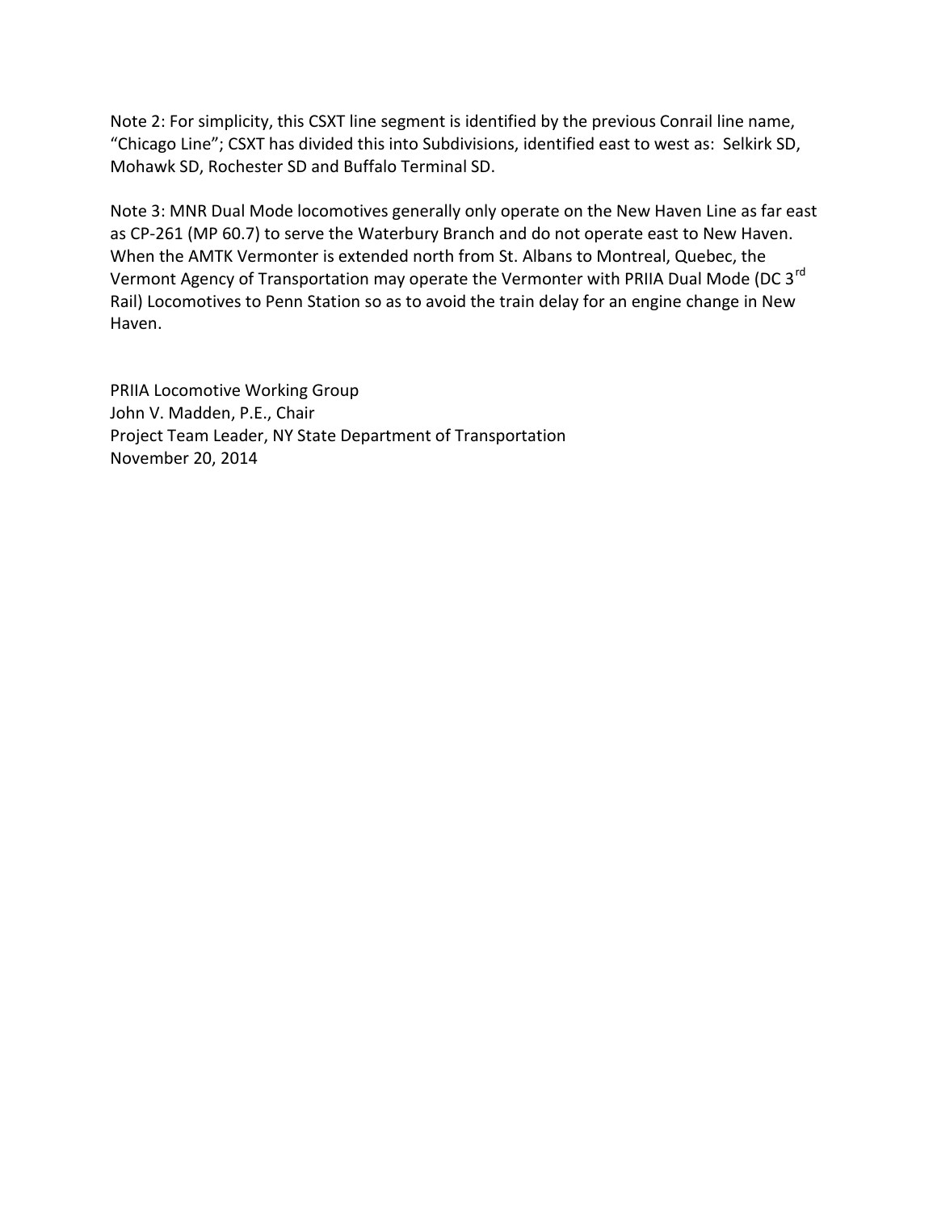Note 2: For simplicity, this CSXT line segment is identified by the previous Conrail line name, “Chicago Line”; CSXT has divided this into Subdivisions, identified east to west as: Selkirk SD, Mohawk SD, Rochester SD and Buffalo Terminal SD.

Note 3: MNR Dual Mode locomotives generally only operate on the New Haven Line as far east as CP-261 (MP 60.7) to serve the Waterbury Branch and do not operate east to New Haven. When the AMTK Vermonter is extended north from St. Albans to Montreal, Quebec, the Vermont Agency of Transportation may operate the Vermonter with PRIIA Dual Mode (DC 3rd Rail) Locomotives to Penn Station so as to avoid the train delay for an engine change in New Haven.

PRIIA Locomotive Working Group
John V. Madden, P.E., Chair
Project Team Leader, NY State Department of Transportation
November 20, 2014